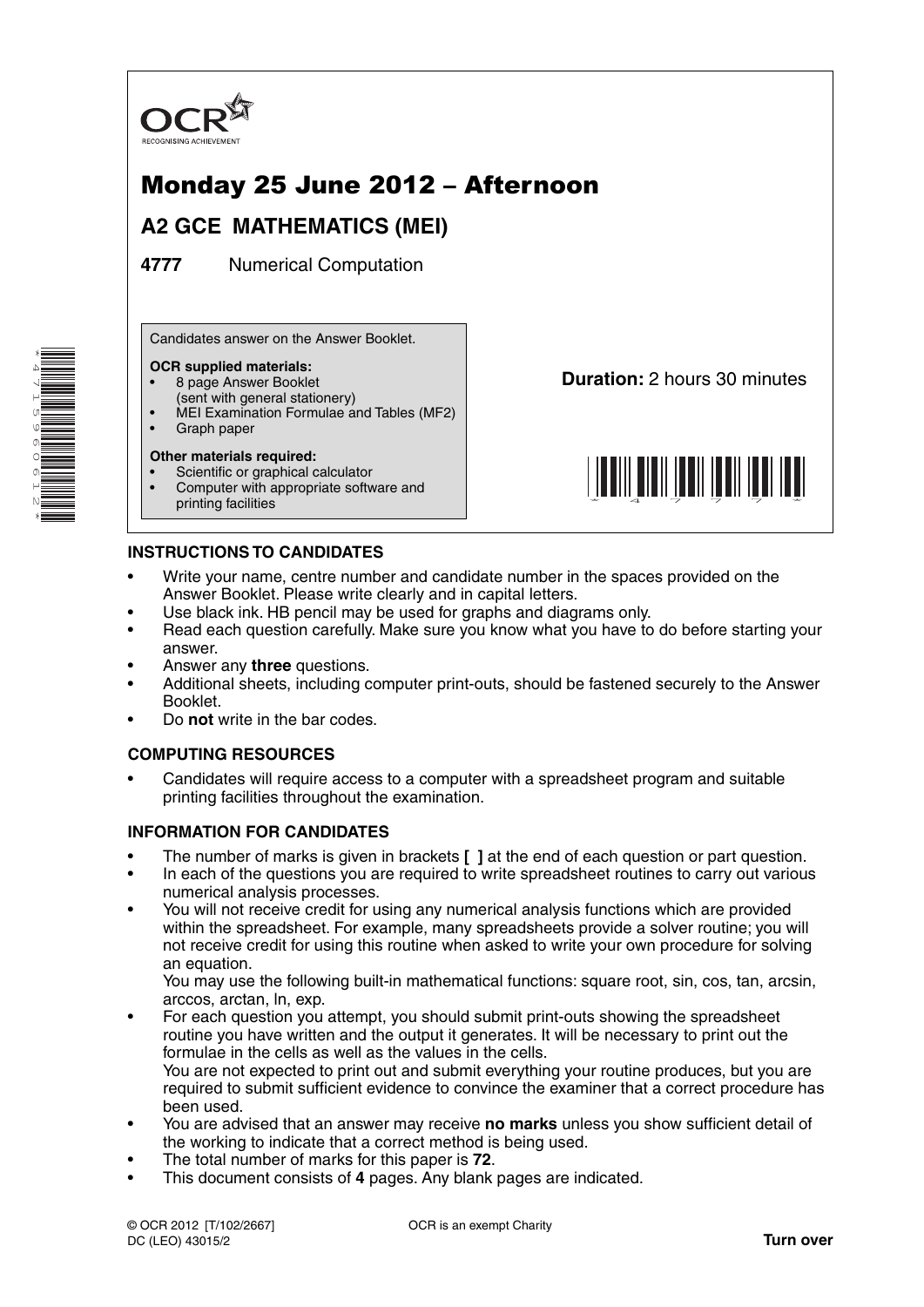OCR
RECOGNISING ACHIEVEMENT

# Monday 25 June 2012 – Afternoon

## A2 GCE MATHEMATICS (MEI)

**4777** Numerical Computation

Candidates answer on the Answer Booklet.

**OCR supplied materials:**
- 8 page Answer Booklet (sent with general stationery)
- MEI Examination Formulae and Tables (MF2)
- Graph paper

**Other materials required:**
- Scientific or graphical calculator
- Computer with appropriate software and printing facilities

**Duration:** 2 hours 30 minutes

### INSTRUCTIONS TO CANDIDATES

- Write your name, centre number and candidate number in the spaces provided on the Answer Booklet. Please write clearly and in capital letters.
- Use black ink. HB pencil may be used for graphs and diagrams only.
- Read each question carefully. Make sure you know what you have to do before starting your answer.
- Answer any **three** questions.
- Additional sheets, including computer print-outs, should be fastened securely to the Answer Booklet.
- Do **not** write in the bar codes.

### COMPUTING RESOURCES

- Candidates will require access to a computer with a spreadsheet program and suitable printing facilities throughout the examination.

### INFORMATION FOR CANDIDATES

- The number of marks is given in brackets **[ ]** at the end of each question or part question.
- In each of the questions you are required to write spreadsheet routines to carry out various numerical analysis processes.
- You will not receive credit for using any numerical analysis functions which are provided within the spreadsheet. For example, many spreadsheets provide a solver routine; you will not receive credit for using this routine when asked to write your own procedure for solving an equation.
  You may use the following built-in mathematical functions: square root, sin, cos, tan, arcsin, arccos, arctan, ln, exp.
- For each question you attempt, you should submit print-outs showing the spreadsheet routine you have written and the output it generates. It will be necessary to print out the formulae in the cells as well as the values in the cells.
  You are not expected to print out and submit everything your routine produces, but you are required to submit sufficient evidence to convince the examiner that a correct procedure has been used.
- You are advised that an answer may receive **no marks** unless you show sufficient detail of the working to indicate that a correct method is being used.
- The total number of marks for this paper is **72**.
- This document consists of **4** pages. Any blank pages are indicated.

© OCR 2012 [T/102/2667]
DC (LEO) 43015/2

OCR is an exempt Charity

**Turn over**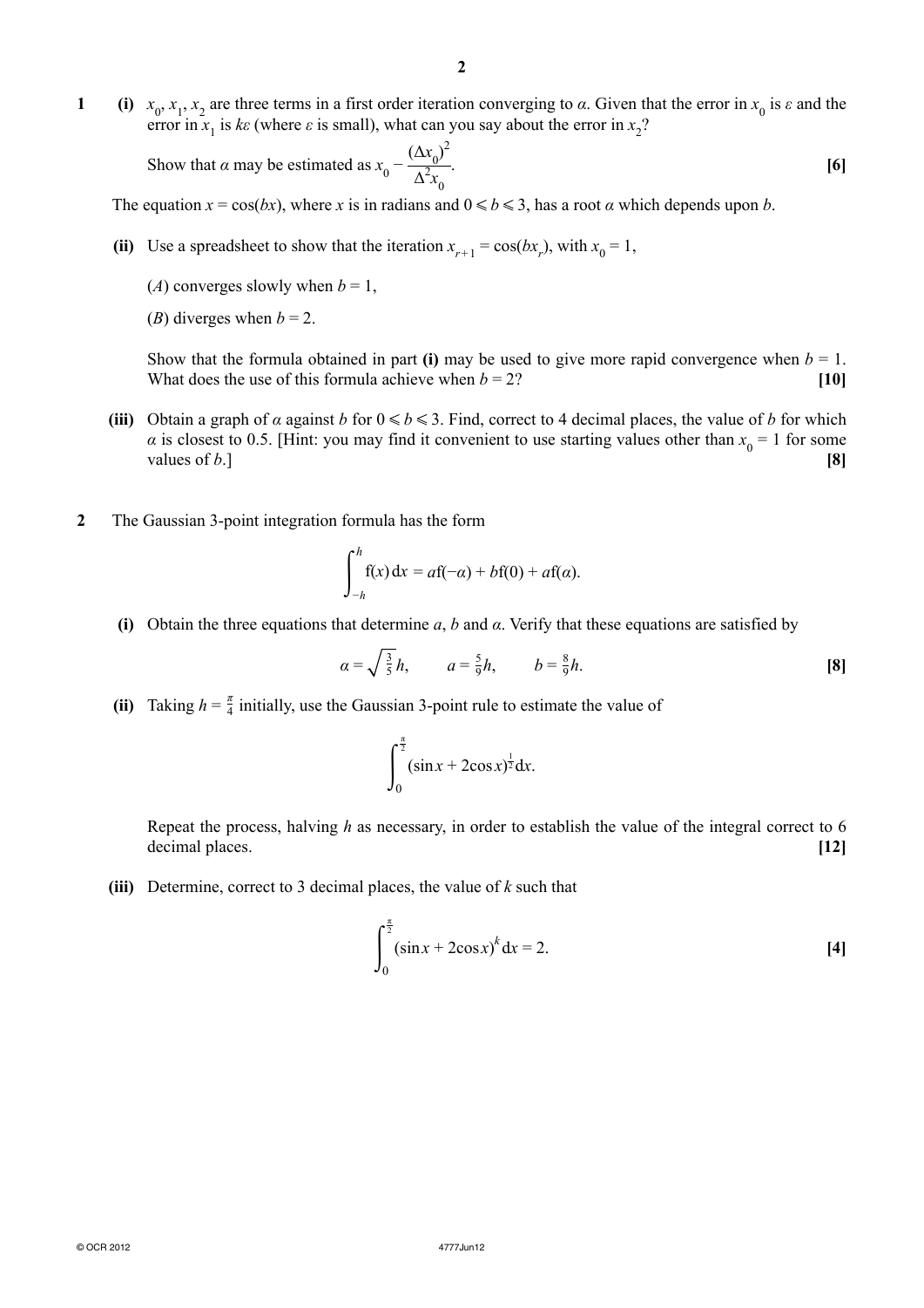**1** **(i)** $x_0, x_1, x_2$ are three terms in a first order iteration converging to $\alpha$. Given that the error in $x_0$ is $\varepsilon$ and the error in $x_1$ is $k\varepsilon$ (where $\varepsilon$ is small), what can you say about the error in $x_2$?

Show that $\alpha$ may be estimated as $x_0 - \dfrac{(\Delta x_0)^2}{\Delta^2 x_0}$. **[6]**

The equation $x = \cos(bx)$, where $x$ is in radians and $0 \leqslant b \leqslant 3$, has a root $\alpha$ which depends upon $b$.

**(ii)** Use a spreadsheet to show that the iteration $x_{r+1} = \cos(bx_r)$, with $x_0 = 1$,

($A$) converges slowly when $b = 1$,

($B$) diverges when $b = 2$.

Show that the formula obtained in part **(i)** may be used to give more rapid convergence when $b = 1$. What does the use of this formula achieve when $b = 2$? **[10]**

**(iii)** Obtain a graph of $\alpha$ against $b$ for $0 \leqslant b \leqslant 3$. Find, correct to 4 decimal places, the value of $b$ for which $\alpha$ is closest to 0.5. [Hint: you may find it convenient to use starting values other than $x_0 = 1$ for some values of $b$.] **[8]**

**2** The Gaussian 3-point integration formula has the form

$$\int_{-h}^{h} \mathrm{f}(x)\,\mathrm{d}x = a\mathrm{f}(-\alpha) + b\mathrm{f}(0) + a\mathrm{f}(\alpha).$$

**(i)** Obtain the three equations that determine $a$, $b$ and $\alpha$. Verify that these equations are satisfied by

$$\alpha = \sqrt{\tfrac{3}{5}}\,h, \qquad a = \tfrac{5}{9}h, \qquad b = \tfrac{8}{9}h.$$ **[8]**

**(ii)** Taking $h = \frac{\pi}{4}$ initially, use the Gaussian 3-point rule to estimate the value of

$$\int_0^{\frac{\pi}{2}} (\sin x + 2\cos x)^{\frac{1}{2}}\,\mathrm{d}x.$$

Repeat the process, halving $h$ as necessary, in order to establish the value of the integral correct to 6 decimal places. **[12]**

**(iii)** Determine, correct to 3 decimal places, the value of $k$ such that

$$\int_0^{\frac{\pi}{2}} (\sin x + 2\cos x)^{k}\,\mathrm{d}x = 2.$$ **[4]**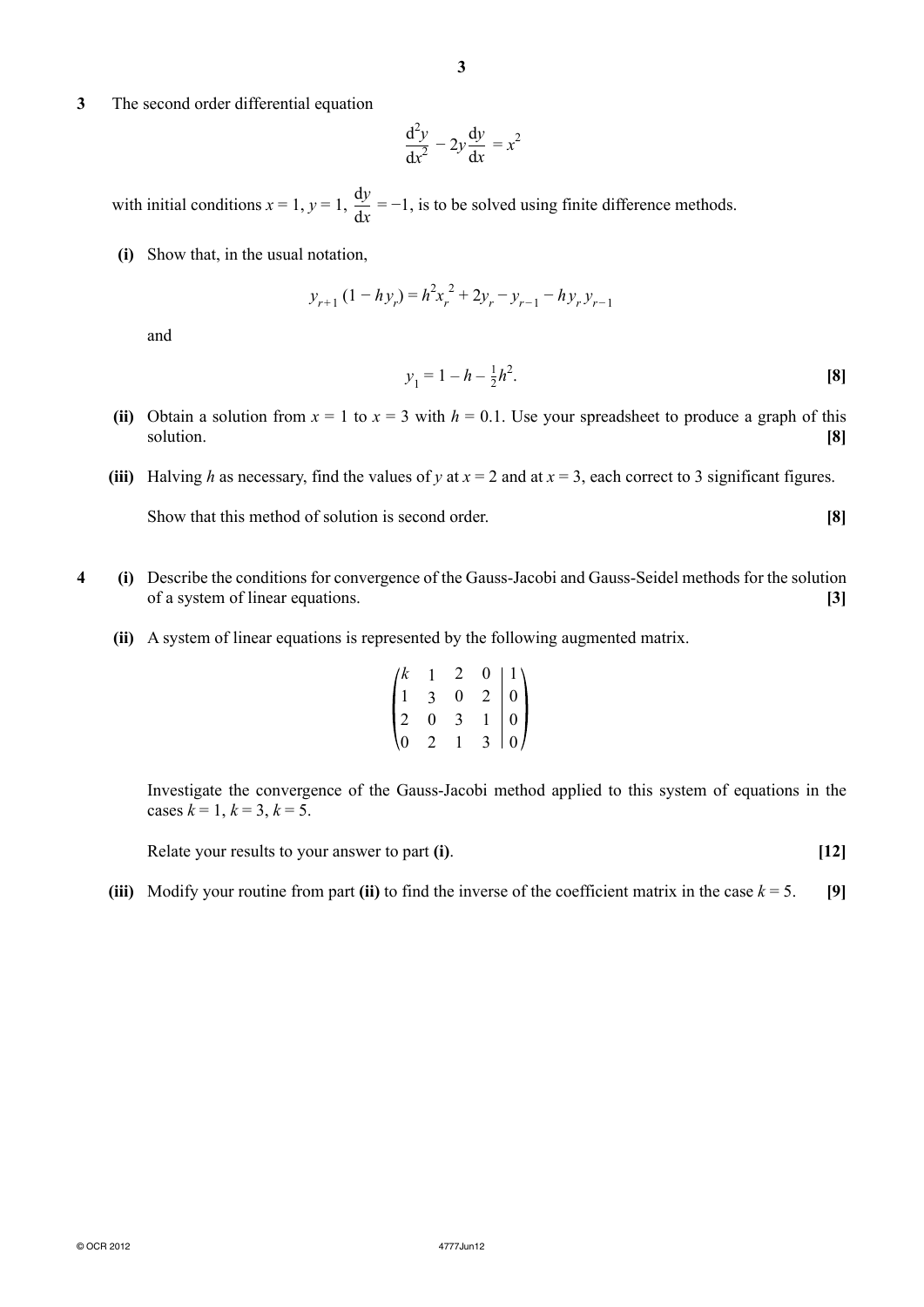**3** The second order differential equation

$$\frac{\mathrm{d}^2y}{\mathrm{d}x^2} - 2y\frac{\mathrm{d}y}{\mathrm{d}x} = x^2$$

with initial conditions $x = 1$, $y = 1$, $\frac{\mathrm{d}y}{\mathrm{d}x} = -1$, is to be solved using finite difference methods.

**(i)** Show that, in the usual notation,

$$y_{r+1}(1 - hy_r) = h^2 x_r^{\ 2} + 2y_r - y_{r-1} - hy_r y_{r-1}$$

and

$$y_1 = 1 - h - \tfrac{1}{2}h^2. \qquad \textbf{[8]}$$

**(ii)** Obtain a solution from $x = 1$ to $x = 3$ with $h = 0.1$. Use your spreadsheet to produce a graph of this solution. **[8]**

**(iii)** Halving $h$ as necessary, find the values of $y$ at $x = 2$ and at $x = 3$, each correct to 3 significant figures.

Show that this method of solution is second order. **[8]**

**4** **(i)** Describe the conditions for convergence of the Gauss-Jacobi and Gauss-Seidel methods for the solution of a system of linear equations. **[3]**

**(ii)** A system of linear equations is represented by the following augmented matrix.

$$\left(\begin{array}{cccc|c} k & 1 & 2 & 0 & 1 \\ 1 & 3 & 0 & 2 & 0 \\ 2 & 0 & 3 & 1 & 0 \\ 0 & 2 & 1 & 3 & 0 \end{array}\right)$$

Investigate the convergence of the Gauss-Jacobi method applied to this system of equations in the cases $k = 1$, $k = 3$, $k = 5$.

Relate your results to your answer to part **(i)**. **[12]**

**(iii)** Modify your routine from part **(ii)** to find the inverse of the coefficient matrix in the case $k = 5$. **[9]**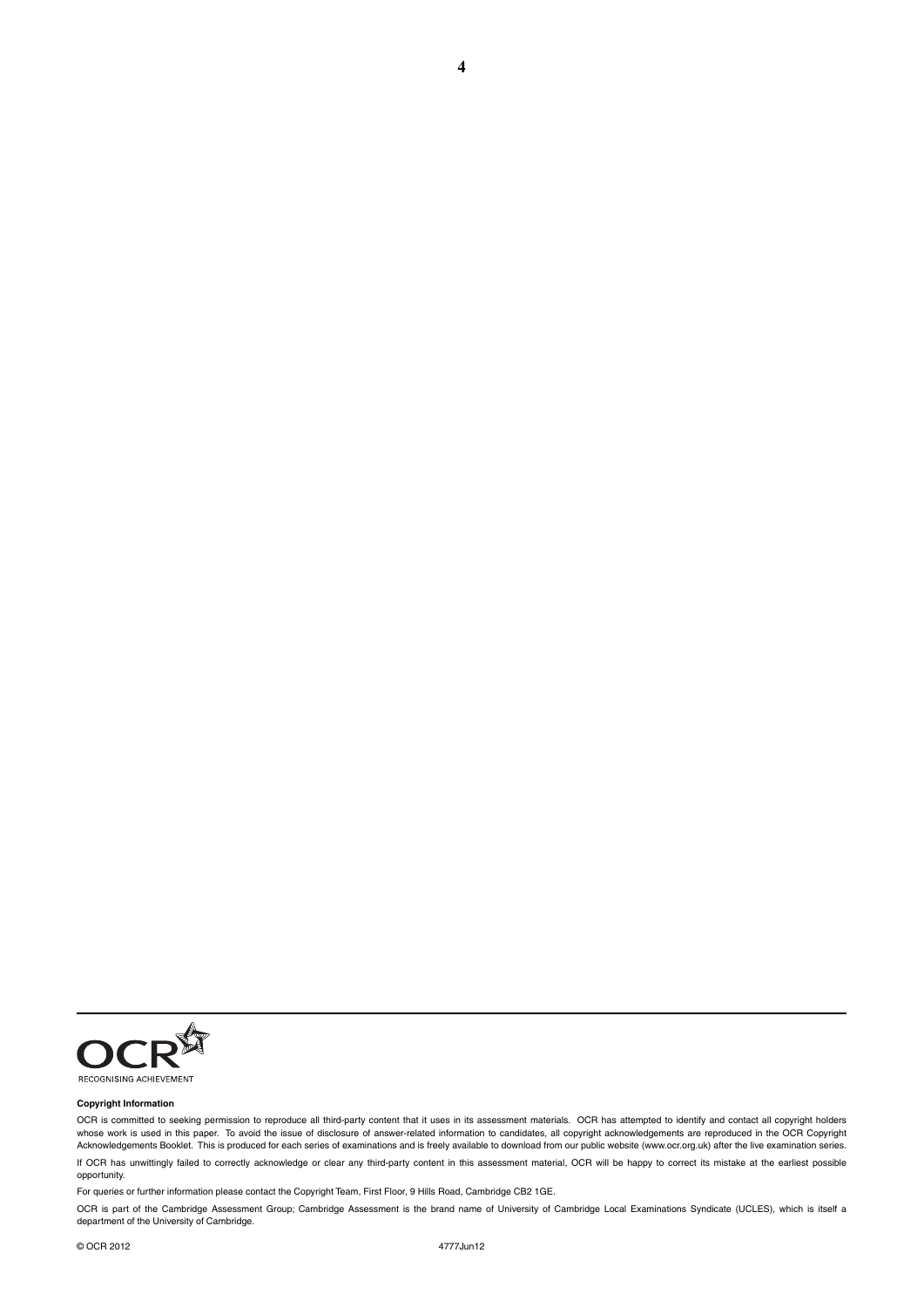OCR
RECOGNISING ACHIEVEMENT

**Copyright Information**

OCR is committed to seeking permission to reproduce all third-party content that it uses in its assessment materials. OCR has attempted to identify and contact all copyright holders whose work is used in this paper. To avoid the issue of disclosure of answer-related information to candidates, all copyright acknowledgements are reproduced in the OCR Copyright Acknowledgements Booklet. This is produced for each series of examinations and is freely available to download from our public website (www.ocr.org.uk) after the live examination series.

If OCR has unwittingly failed to correctly acknowledge or clear any third-party content in this assessment material, OCR will be happy to correct its mistake at the earliest possible opportunity.

For queries or further information please contact the Copyright Team, First Floor, 9 Hills Road, Cambridge CB2 1GE.

OCR is part of the Cambridge Assessment Group; Cambridge Assessment is the brand name of University of Cambridge Local Examinations Syndicate (UCLES), which is itself a department of the University of Cambridge.

© OCR 2012 4777Jun12